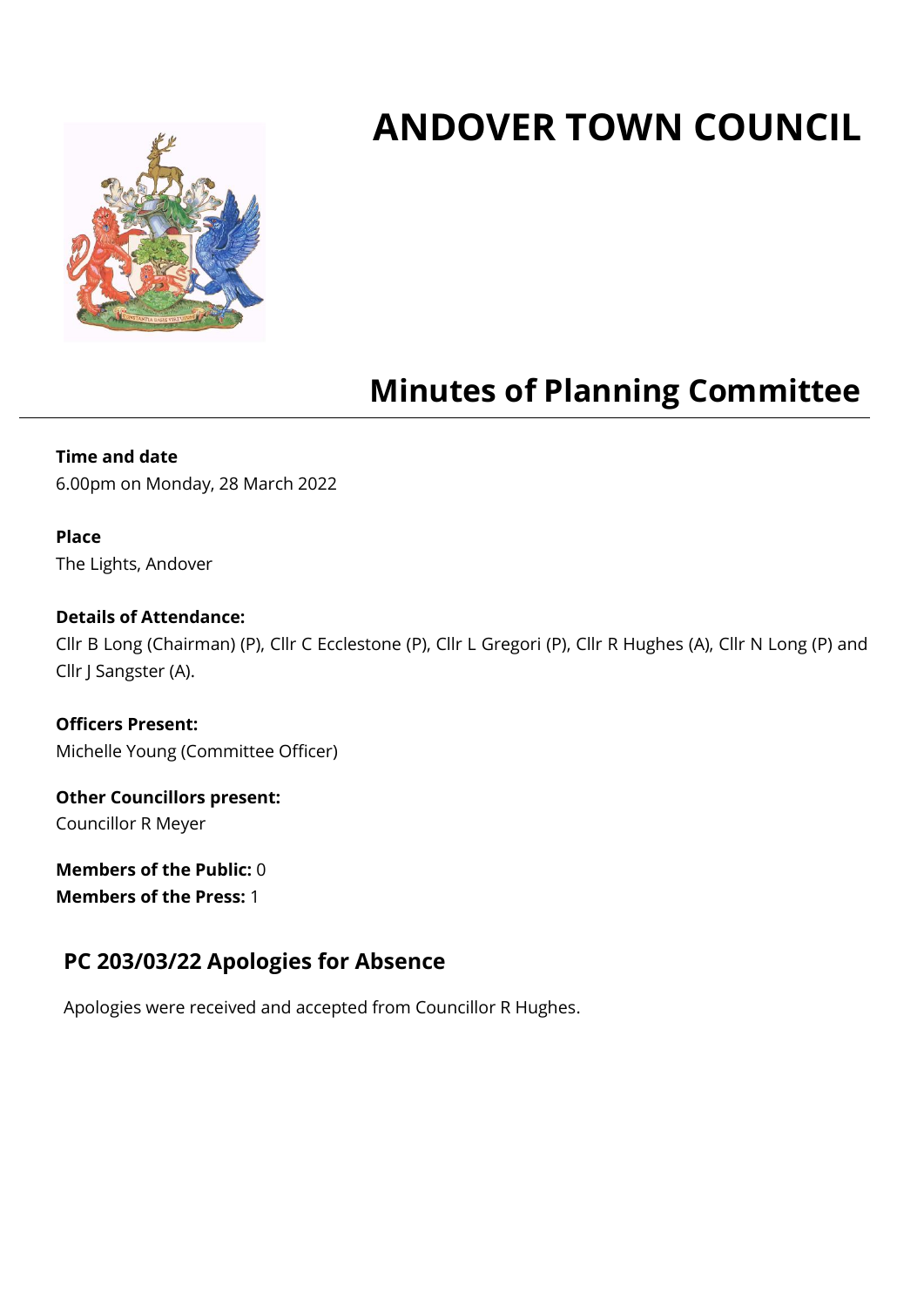# ANDOVER TOWN COUNCIL

## Minutes of Planning Committee

**Time and date**
6.00pm on Monday, 28 March 2022

**Place**
The Lights, Andover

**Details of Attendance:**
Cllr B Long (Chairman) (P), Cllr C Ecclestone (P), Cllr L Gregori (P), Cllr R Hughes (A), Cllr N Long (P) and Cllr J Sangster (A).

**Officers Present:**
Michelle Young (Committee Officer)

**Other Councillors present:**
Councillor R Meyer

**Members of the Public:** 0
**Members of the Press:** 1

### PC 203/03/22 Apologies for Absence

Apologies were received and accepted from Councillor R Hughes.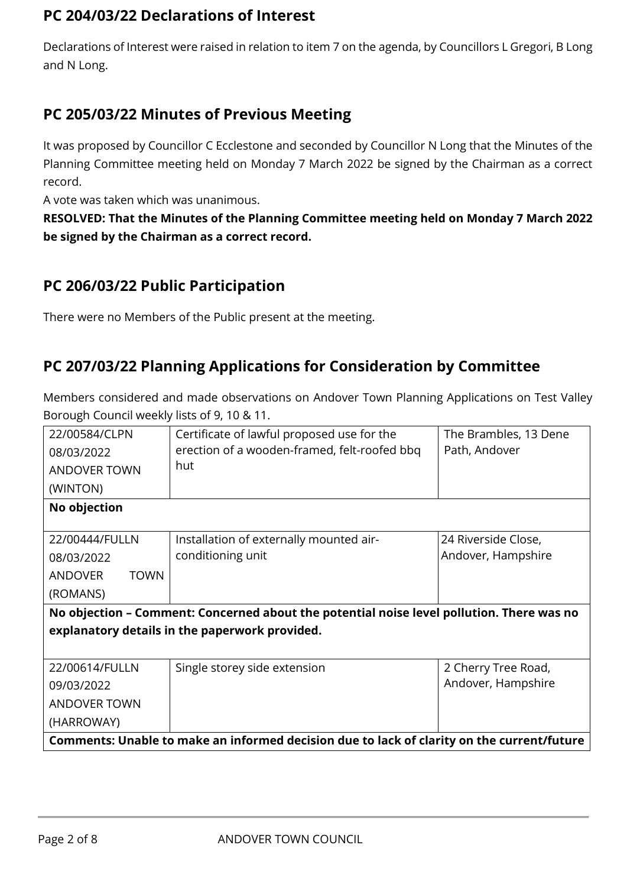## PC 204/03/22 Declarations of Interest

Declarations of Interest were raised in relation to item 7 on the agenda, by Councillors L Gregori, B Long and N Long.

## PC 205/03/22 Minutes of Previous Meeting

It was proposed by Councillor C Ecclestone and seconded by Councillor N Long that the Minutes of the Planning Committee meeting held on Monday 7 March 2022 be signed by the Chairman as a correct record.
A vote was taken which was unanimous.
**RESOLVED: That the Minutes of the Planning Committee meeting held on Monday 7 March 2022 be signed by the Chairman as a correct record.**

## PC 206/03/22 Public Participation

There were no Members of the Public present at the meeting.

## PC 207/03/22 Planning Applications for Consideration by Committee

Members considered and made observations on Andover Town Planning Applications on Test Valley Borough Council weekly lists of 9, 10 & 11.

| | | |
|---|---|---|
| 22/00584/CLPN<br>08/03/2022<br>ANDOVER TOWN<br>(WINTON) | Certificate of lawful proposed use for the erection of a wooden-framed, felt-roofed bbq hut | The Brambles, 13 Dene Path, Andover |
| **No objection** | | |
| 22/00444/FULLN<br>08/03/2022<br>ANDOVER TOWN<br>(ROMANS) | Installation of externally mounted air-conditioning unit | 24 Riverside Close, Andover, Hampshire |
| **No objection – Comment: Concerned about the potential noise level pollution. There was no explanatory details in the paperwork provided.** | | |
| 22/00614/FULLN<br>09/03/2022<br>ANDOVER TOWN<br>(HARROWAY) | Single storey side extension | 2 Cherry Tree Road, Andover, Hampshire |
| **Comments: Unable to make an informed decision due to lack of clarity on the current/future** | | |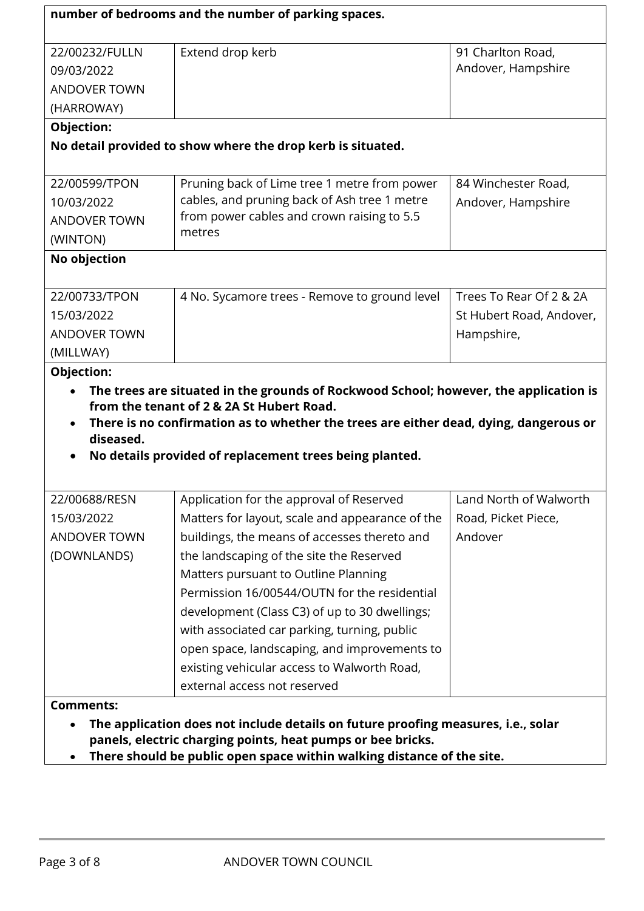**number of bedrooms and the number of parking spaces.**

| | | |
|---|---|---|
| 22/00232/FULLN<br>09/03/2022<br>ANDOVER TOWN<br>(HARROWAY) | Extend drop kerb | 91 Charlton Road, Andover, Hampshire |

**Objection:**

**No detail provided to show where the drop kerb is situated.**

| | | |
|---|---|---|
| 22/00599/TPON<br>10/03/2022<br>ANDOVER TOWN<br>(WINTON) | Pruning back of Lime tree 1 metre from power cables, and pruning back of Ash tree 1 metre from power cables and crown raising to 5.5 metres | 84 Winchester Road, Andover, Hampshire |

**No objection**

| | | |
|---|---|---|
| 22/00733/TPON<br>15/03/2022<br>ANDOVER TOWN<br>(MILLWAY) | 4 No. Sycamore trees - Remove to ground level | Trees To Rear Of 2 & 2A St Hubert Road, Andover, Hampshire, |

**Objection:**

- **The trees are situated in the grounds of Rockwood School; however, the application is from the tenant of 2 & 2A St Hubert Road.**
- **There is no confirmation as to whether the trees are either dead, dying, dangerous or diseased.**
- **No details provided of replacement trees being planted.**

| | | |
|---|---|---|
| 22/00688/RESN<br>15/03/2022<br>ANDOVER TOWN<br>(DOWNLANDS) | Application for the approval of Reserved Matters for layout, scale and appearance of the buildings, the means of accesses thereto and the landscaping of the site the Reserved Matters pursuant to Outline Planning Permission 16/00544/OUTN for the residential development (Class C3) of up to 30 dwellings; with associated car parking, turning, public open space, landscaping, and improvements to existing vehicular access to Walworth Road, external access not reserved | Land North of Walworth Road, Picket Piece, Andover |

**Comments:**

- **The application does not include details on future proofing measures, i.e., solar panels, electric charging points, heat pumps or bee bricks.**
- **There should be public open space within walking distance of the site.**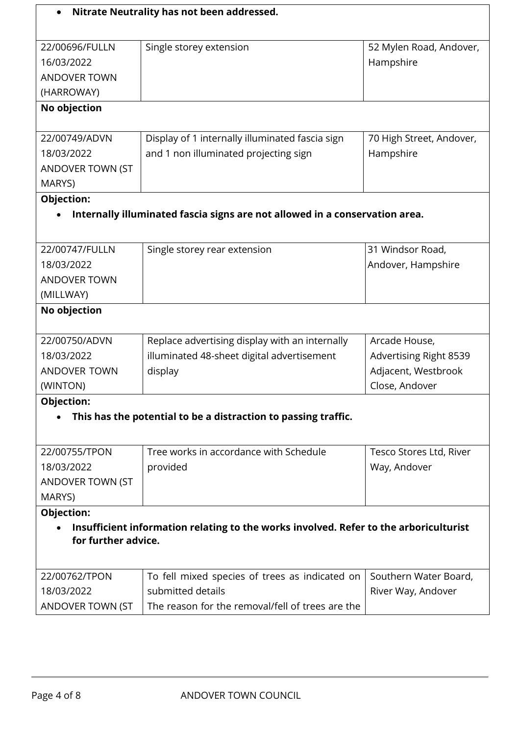- **Nitrate Neutrality has not been addressed.**

| | | |
|---|---|---|
| 22/00696/FULLN<br>16/03/2022<br>ANDOVER TOWN (HARROWAY) | Single storey extension | 52 Mylen Road, Andover, Hampshire |

**No objection**

| | | |
|---|---|---|
| 22/00749/ADVN<br>18/03/2022<br>ANDOVER TOWN (ST MARYS) | Display of 1 internally illuminated fascia sign and 1 non illuminated projecting sign | 70 High Street, Andover, Hampshire |

**Objection:**

- **Internally illuminated fascia signs are not allowed in a conservation area.**

| | | |
|---|---|---|
| 22/00747/FULLN<br>18/03/2022<br>ANDOVER TOWN (MILLWAY) | Single storey rear extension | 31 Windsor Road, Andover, Hampshire |

**No objection**

| | | |
|---|---|---|
| 22/00750/ADVN<br>18/03/2022<br>ANDOVER TOWN (WINTON) | Replace advertising display with an internally illuminated 48-sheet digital advertisement display | Arcade House, Advertising Right 8539 Adjacent, Westbrook Close, Andover |

**Objection:**

- **This has the potential to be a distraction to passing traffic.**

| | | |
|---|---|---|
| 22/00755/TPON<br>18/03/2022<br>ANDOVER TOWN (ST MARYS) | Tree works in accordance with Schedule provided | Tesco Stores Ltd, River Way, Andover |

**Objection:**

- **Insufficient information relating to the works involved. Refer to the arboriculturist for further advice.**

| | | |
|---|---|---|
| 22/00762/TPON<br>18/03/2022<br>ANDOVER TOWN (ST | To fell mixed species of trees as indicated on submitted details<br>The reason for the removal/fell of trees are the | Southern Water Board, River Way, Andover |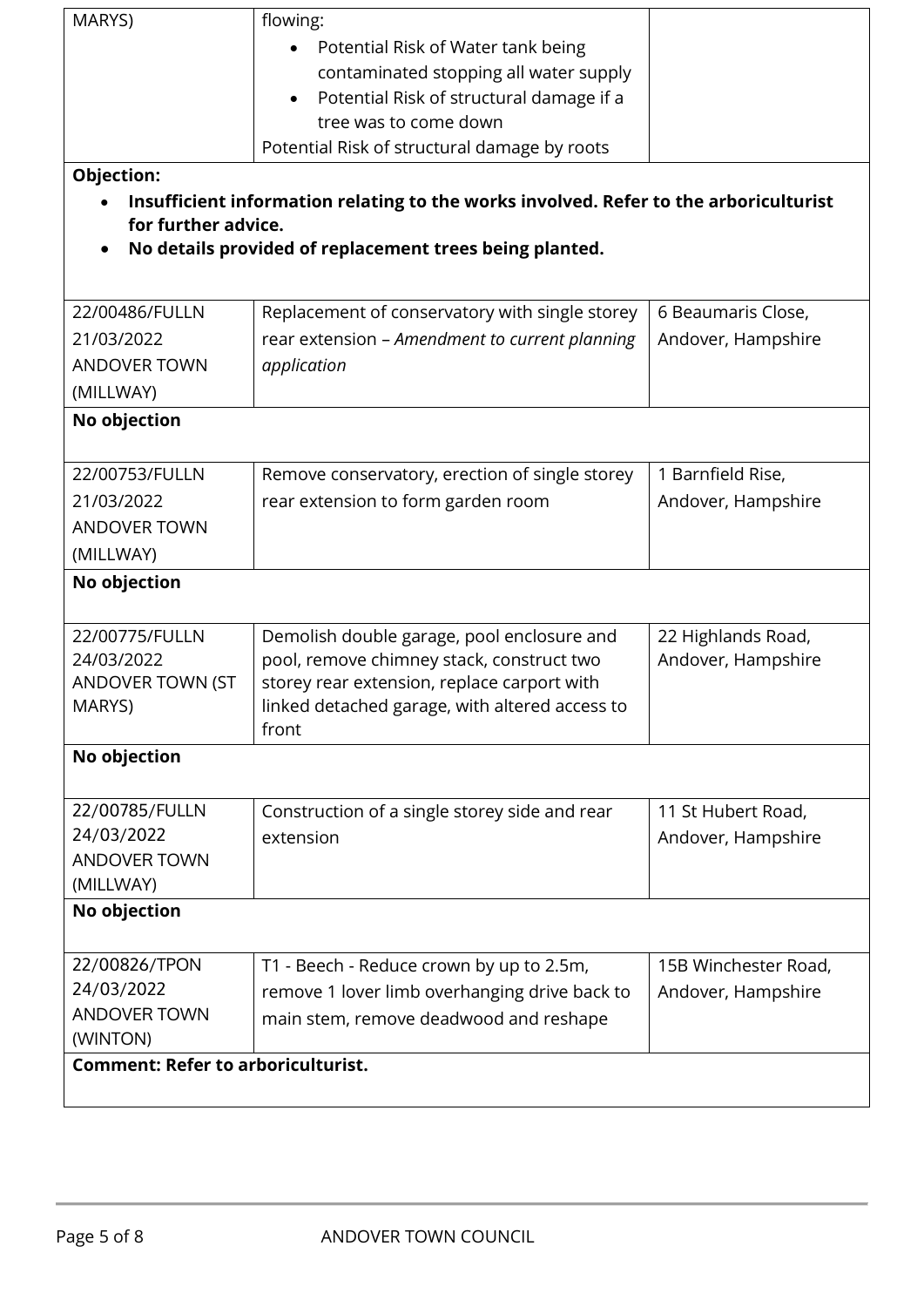| | | |
|---|---|---|
| MARYS) | flowing:<br>• Potential Risk of Water tank being contaminated stopping all water supply<br>• Potential Risk of structural damage if a tree was to come down<br>Potential Risk of structural damage by roots | |

**Objection:**

- **Insufficient information relating to the works involved. Refer to the arboriculturist for further advice.**
- **No details provided of replacement trees being planted.**

| | | |
|---|---|---|
| 22/00486/FULLN<br>21/03/2022<br>ANDOVER TOWN (MILLWAY) | Replacement of conservatory with single storey rear extension – *Amendment to current planning application* | 6 Beaumaris Close, Andover, Hampshire |

**No objection**

| | | |
|---|---|---|
| 22/00753/FULLN<br>21/03/2022<br>ANDOVER TOWN (MILLWAY) | Remove conservatory, erection of single storey rear extension to form garden room | 1 Barnfield Rise, Andover, Hampshire |

**No objection**

| | | |
|---|---|---|
| 22/00775/FULLN<br>24/03/2022<br>ANDOVER TOWN (ST MARYS) | Demolish double garage, pool enclosure and pool, remove chimney stack, construct two storey rear extension, replace carport with linked detached garage, with altered access to front | 22 Highlands Road, Andover, Hampshire |

**No objection**

| | | |
|---|---|---|
| 22/00785/FULLN<br>24/03/2022<br>ANDOVER TOWN (MILLWAY) | Construction of a single storey side and rear extension | 11 St Hubert Road, Andover, Hampshire |

**No objection**

| | | |
|---|---|---|
| 22/00826/TPON<br>24/03/2022<br>ANDOVER TOWN (WINTON) | T1 - Beech - Reduce crown by up to 2.5m, remove 1 lover limb overhanging drive back to main stem, remove deadwood and reshape | 15B Winchester Road, Andover, Hampshire |

**Comment: Refer to arboriculturist.**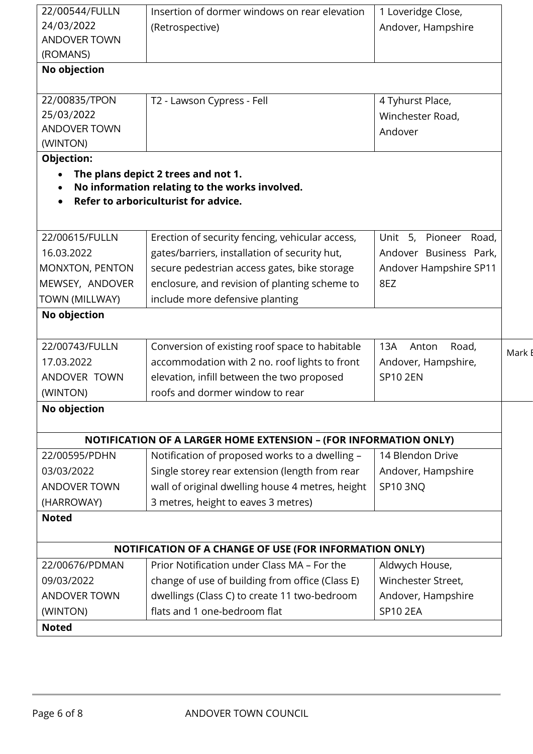| | | |
|---|---|---|
| 22/00544/FULLN 24/03/2022 ANDOVER TOWN (ROMANS) | Insertion of dormer windows on rear elevation (Retrospective) | 1 Loveridge Close, Andover, Hampshire |
| **No objection** | | |
| 22/00835/TPON 25/03/2022 ANDOVER TOWN (WINTON) | T2 - Lawson Cypress - Fell | 4 Tyhurst Place, Winchester Road, Andover |
| **Objection:**<br>• **The plans depict 2 trees and not 1.**<br>• **No information relating to the works involved.**<br>• **Refer to arboriculturist for advice.** | | |
| 22/00615/FULLN 16.03.2022 MONXTON, PENTON MEWSEY, ANDOVER TOWN (MILLWAY) | Erection of security fencing, vehicular access, gates/barriers, installation of security hut, secure pedestrian access gates, bike storage enclosure, and revision of planting scheme to include more defensive planting | Unit 5, Pioneer Road, Andover Business Park, Andover Hampshire SP11 8EZ |
| **No objection** | | |
| 22/00743/FULLN 17.03.2022 ANDOVER TOWN (WINTON) | Conversion of existing roof space to habitable accommodation with 2 no. roof lights to front elevation, infill between the two proposed roofs and dormer window to rear | 13A Anton Road, Andover, Hampshire, SP10 2EN |
| **No objection** | | |
| **NOTIFICATION OF A LARGER HOME EXTENSION – (FOR INFORMATION ONLY)** | | |
| 22/00595/PDHN 03/03/2022 ANDOVER TOWN (HARROWAY) | Notification of proposed works to a dwelling – Single storey rear extension (length from rear wall of original dwelling house 4 metres, height 3 metres, height to eaves 3 metres) | 14 Blendon Drive Andover, Hampshire SP10 3NQ |
| **Noted** | | |
| **NOTIFICATION OF A CHANGE OF USE (FOR INFORMATION ONLY)** | | |
| 22/00676/PDMAN 09/03/2022 ANDOVER TOWN (WINTON) | Prior Notification under Class MA – For the change of use of building from office (Class E) dwellings (Class C) to create 11 two-bedroom flats and 1 one-bedroom flat | Aldwych House, Winchester Street, Andover, Hampshire SP10 2EA |
| **Noted** | | |

Mark E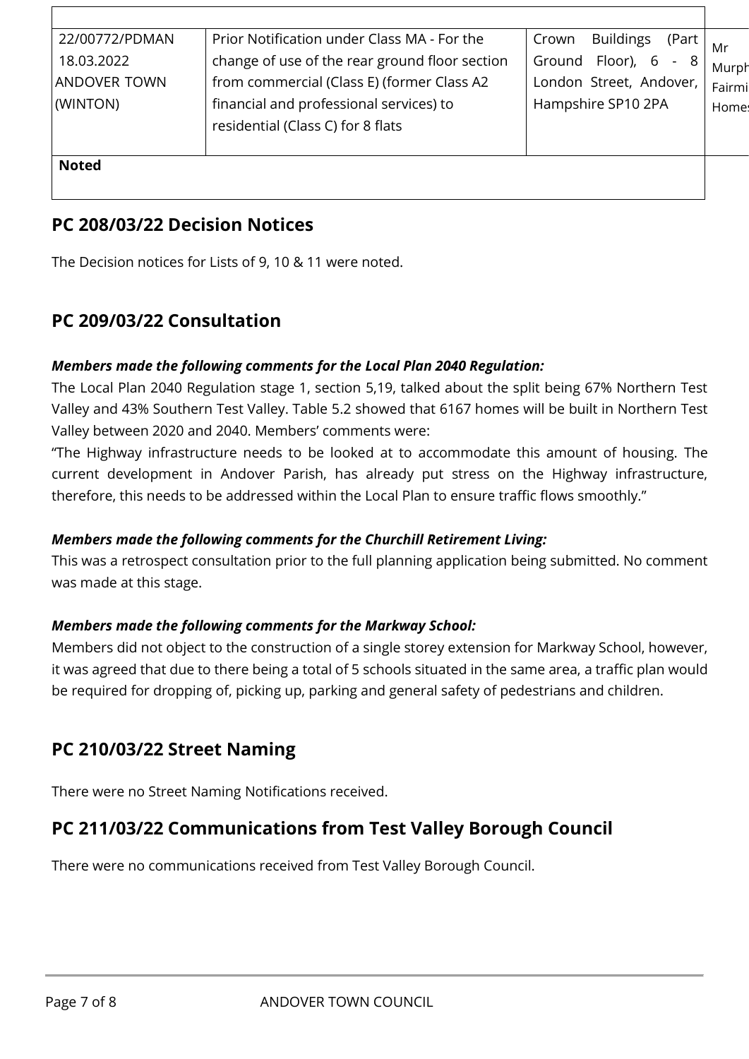| | | | |
|---|---|---|---|
| 22/00772/PDMAN<br>18.03.2022<br>ANDOVER TOWN (WINTON) | Prior Notification under Class MA - For the change of use of the rear ground floor section from commercial (Class E) (former Class A2 financial and professional services) to residential (Class C) for 8 flats | Crown Buildings (Part Ground Floor), 6 - 8 London Street, Andover, Hampshire SP10 2PA | Mr Murph Fairmi Homes |
| **Noted** | | | |

## PC 208/03/22 Decision Notices

The Decision notices for Lists of 9, 10 & 11 were noted.

## PC 209/03/22 Consultation

***Members made the following comments for the Local Plan 2040 Regulation:***

The Local Plan 2040 Regulation stage 1, section 5,19, talked about the split being 67% Northern Test Valley and 43% Southern Test Valley. Table 5.2 showed that 6167 homes will be built in Northern Test Valley between 2020 and 2040. Members' comments were:

"The Highway infrastructure needs to be looked at to accommodate this amount of housing. The current development in Andover Parish, has already put stress on the Highway infrastructure, therefore, this needs to be addressed within the Local Plan to ensure traffic flows smoothly."

***Members made the following comments for the Churchill Retirement Living:***

This was a retrospect consultation prior to the full planning application being submitted. No comment was made at this stage.

***Members made the following comments for the Markway School:***

Members did not object to the construction of a single storey extension for Markway School, however, it was agreed that due to there being a total of 5 schools situated in the same area, a traffic plan would be required for dropping of, picking up, parking and general safety of pedestrians and children.

## PC 210/03/22 Street Naming

There were no Street Naming Notifications received.

## PC 211/03/22 Communications from Test Valley Borough Council

There were no communications received from Test Valley Borough Council.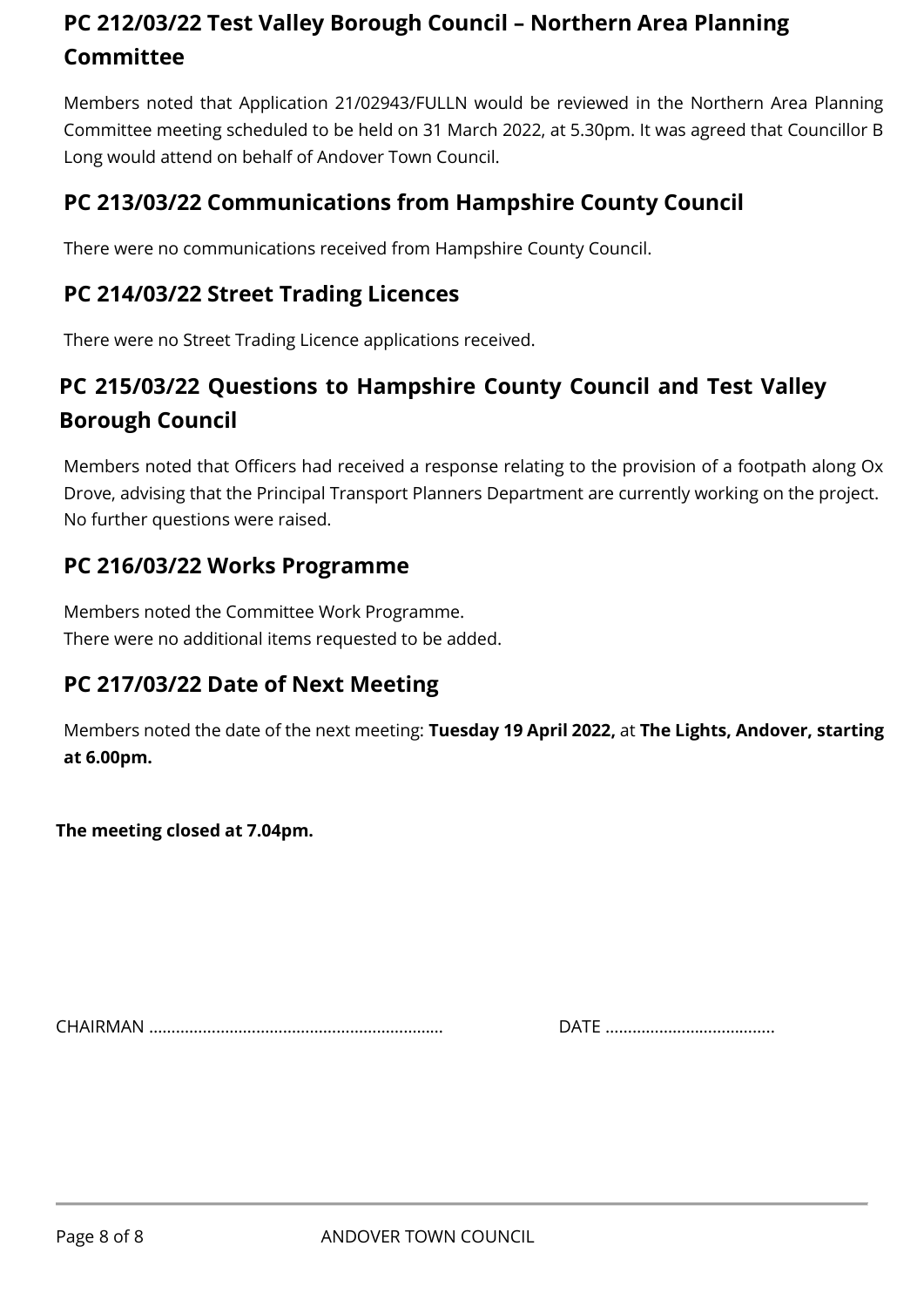## PC 212/03/22 Test Valley Borough Council – Northern Area Planning Committee

Members noted that Application 21/02943/FULLN would be reviewed in the Northern Area Planning Committee meeting scheduled to be held on 31 March 2022, at 5.30pm. It was agreed that Councillor B Long would attend on behalf of Andover Town Council.

## PC 213/03/22 Communications from Hampshire County Council

There were no communications received from Hampshire County Council.

## PC 214/03/22 Street Trading Licences

There were no Street Trading Licence applications received.

## PC 215/03/22 Questions to Hampshire County Council and Test Valley Borough Council

Members noted that Officers had received a response relating to the provision of a footpath along Ox Drove, advising that the Principal Transport Planners Department are currently working on the project. No further questions were raised.

## PC 216/03/22 Works Programme

Members noted the Committee Work Programme.
There were no additional items requested to be added.

## PC 217/03/22 Date of Next Meeting

Members noted the date of the next meeting: **Tuesday 19 April 2022,** at **The Lights, Andover, starting at 6.00pm.**

**The meeting closed at 7.04pm.**

CHAIRMAN ………………………………………………………… DATE ………………………………